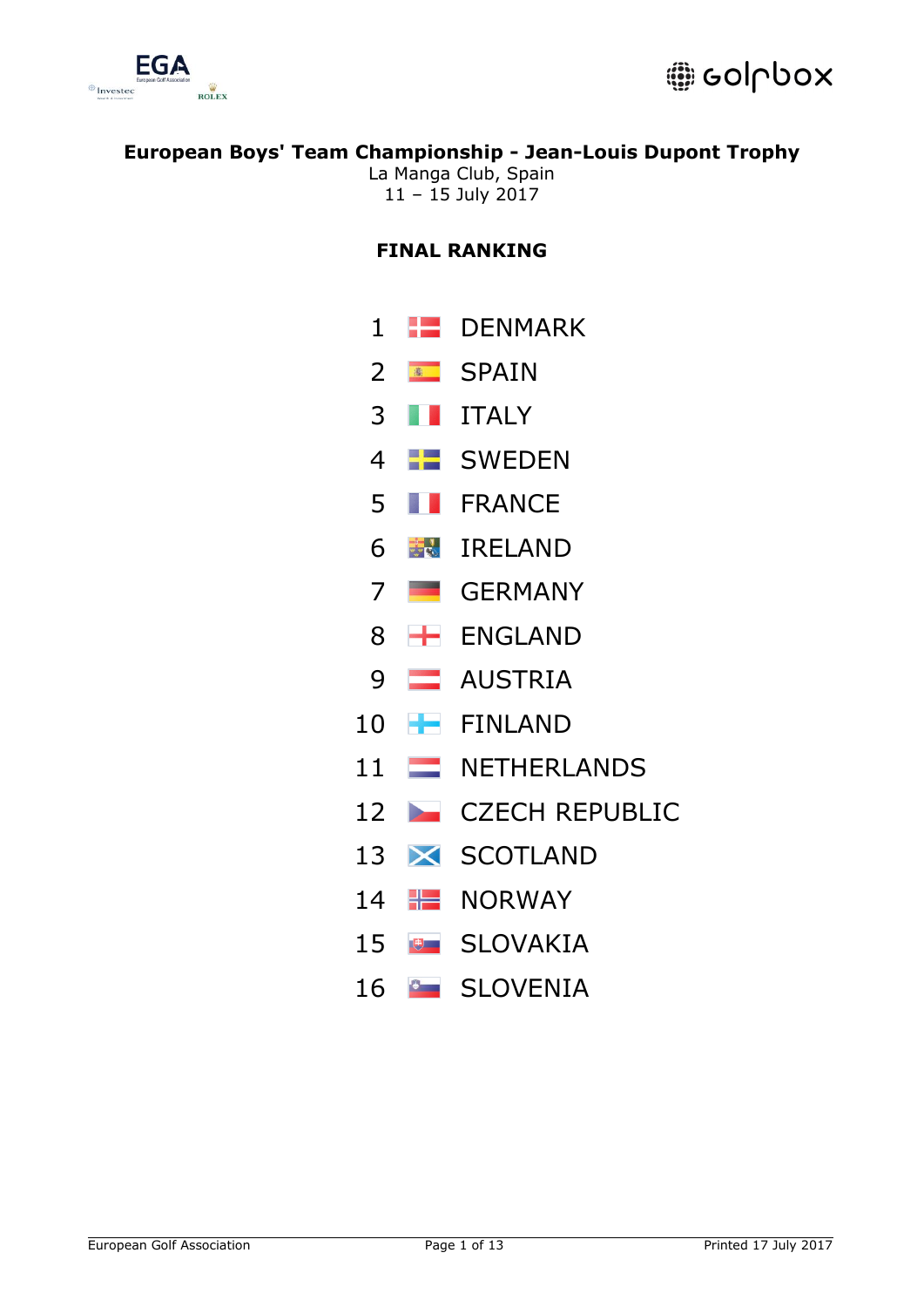# European Boys' Team Championship - Jean-Louis Dupont Trophy

La Manga Club, Spain
11 – 15 July 2017

## FINAL RANKING

| Rank | Country |
|---|---|
| 1 | DENMARK |
| 2 | SPAIN |
| 3 | ITALY |
| 4 | SWEDEN |
| 5 | FRANCE |
| 6 | IRELAND |
| 7 | GERMANY |
| 8 | ENGLAND |
| 9 | AUSTRIA |
| 10 | FINLAND |
| 11 | NETHERLANDS |
| 12 | CZECH REPUBLIC |
| 13 | SCOTLAND |
| 14 | NORWAY |
| 15 | SLOVAKIA |
| 16 | SLOVENIA |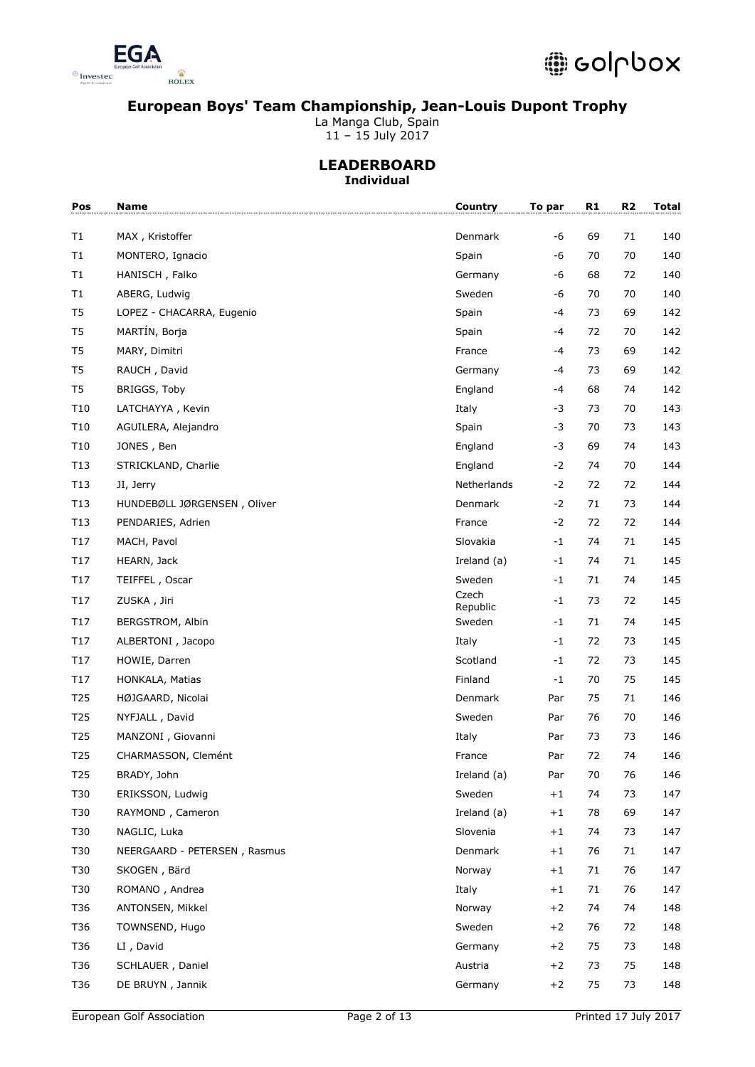# European Boys' Team Championship, Jean-Louis Dupont Trophy

La Manga Club, Spain
11 – 15 July 2017

## LEADERBOARD
### Individual

| Pos | Name | Country | To par | R1 | R2 | Total |
|---|---|---|---|---|---|---|
| T1 | MAX , Kristoffer | Denmark | -6 | 69 | 71 | 140 |
| T1 | MONTERO, Ignacio | Spain | -6 | 70 | 70 | 140 |
| T1 | HANISCH , Falko | Germany | -6 | 68 | 72 | 140 |
| T1 | ABERG, Ludwig | Sweden | -6 | 70 | 70 | 140 |
| T5 | LOPEZ - CHACARRA, Eugenio | Spain | -4 | 73 | 69 | 142 |
| T5 | MARTÍN, Borja | Spain | -4 | 72 | 70 | 142 |
| T5 | MARY, Dimitri | France | -4 | 73 | 69 | 142 |
| T5 | RAUCH , David | Germany | -4 | 73 | 69 | 142 |
| T5 | BRIGGS, Toby | England | -4 | 68 | 74 | 142 |
| T10 | LATCHAYYA , Kevin | Italy | -3 | 73 | 70 | 143 |
| T10 | AGUILERA, Alejandro | Spain | -3 | 70 | 73 | 143 |
| T10 | JONES , Ben | England | -3 | 69 | 74 | 143 |
| T13 | STRICKLAND, Charlie | England | -2 | 74 | 70 | 144 |
| T13 | JI, Jerry | Netherlands | -2 | 72 | 72 | 144 |
| T13 | HUNDEBØLL JØRGENSEN , Oliver | Denmark | -2 | 71 | 73 | 144 |
| T13 | PENDARIES, Adrien | France | -2 | 72 | 72 | 144 |
| T17 | MACH, Pavol | Slovakia | -1 | 74 | 71 | 145 |
| T17 | HEARN, Jack | Ireland (a) | -1 | 74 | 71 | 145 |
| T17 | TEIFFEL , Oscar | Sweden | -1 | 71 | 74 | 145 |
| T17 | ZUSKA , Jiri | Czech Republic | -1 | 73 | 72 | 145 |
| T17 | BERGSTROM, Albin | Sweden | -1 | 71 | 74 | 145 |
| T17 | ALBERTONI , Jacopo | Italy | -1 | 72 | 73 | 145 |
| T17 | HOWIE, Darren | Scotland | -1 | 72 | 73 | 145 |
| T17 | HONKALA, Matias | Finland | -1 | 70 | 75 | 145 |
| T25 | HØJGAARD, Nicolai | Denmark | Par | 75 | 71 | 146 |
| T25 | NYFJALL , David | Sweden | Par | 76 | 70 | 146 |
| T25 | MANZONI , Giovanni | Italy | Par | 73 | 73 | 146 |
| T25 | CHARMASSON, Clemént | France | Par | 72 | 74 | 146 |
| T25 | BRADY, John | Ireland (a) | Par | 70 | 76 | 146 |
| T30 | ERIKSSON, Ludwig | Sweden | +1 | 74 | 73 | 147 |
| T30 | RAYMOND , Cameron | Ireland (a) | +1 | 78 | 69 | 147 |
| T30 | NAGLIC, Luka | Slovenia | +1 | 74 | 73 | 147 |
| T30 | NEERGAARD - PETERSEN , Rasmus | Denmark | +1 | 76 | 71 | 147 |
| T30 | SKOGEN , Bärd | Norway | +1 | 71 | 76 | 147 |
| T30 | ROMANO , Andrea | Italy | +1 | 71 | 76 | 147 |
| T36 | ANTONSEN, Mikkel | Norway | +2 | 74 | 74 | 148 |
| T36 | TOWNSEND, Hugo | Sweden | +2 | 76 | 72 | 148 |
| T36 | LI , David | Germany | +2 | 75 | 73 | 148 |
| T36 | SCHLAUER , Daniel | Austria | +2 | 73 | 75 | 148 |
| T36 | DE BRUYN , Jannik | Germany | +2 | 75 | 73 | 148 |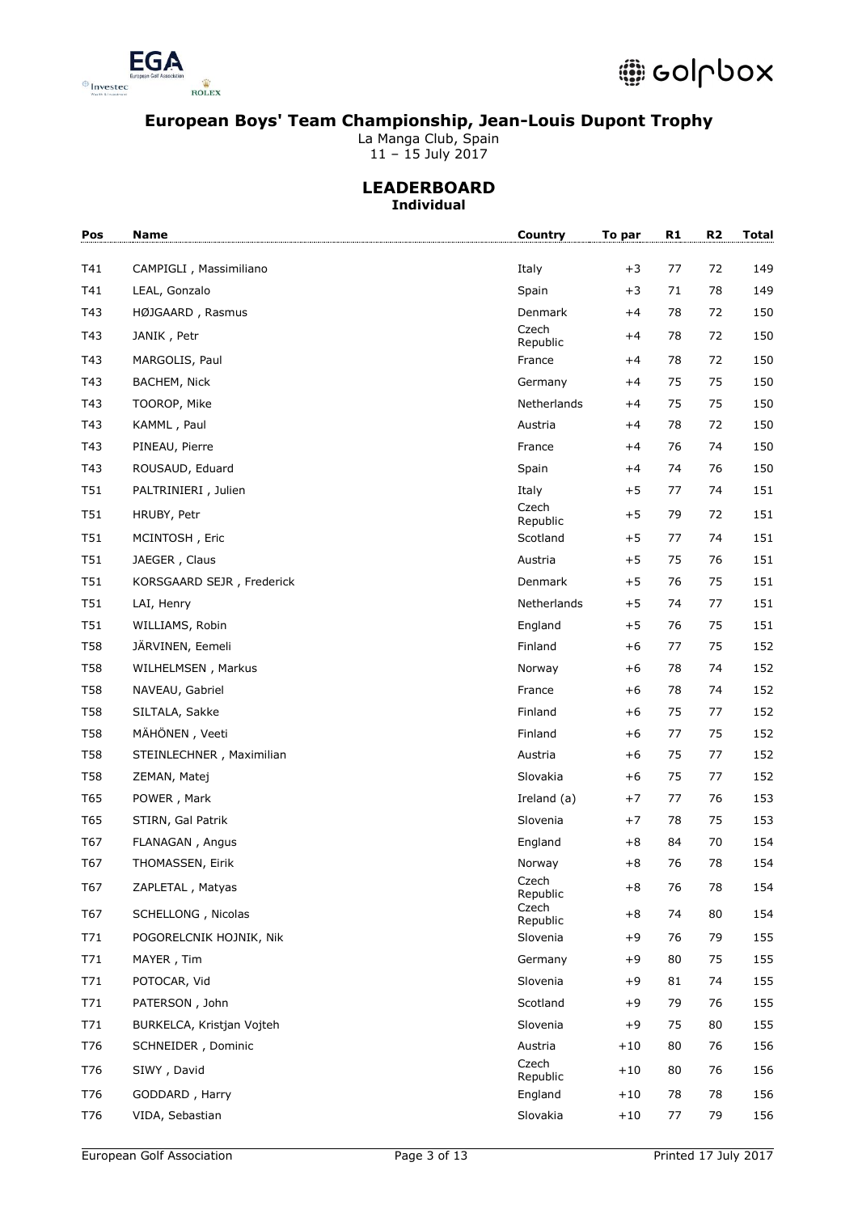# European Boys' Team Championship, Jean-Louis Dupont Trophy

La Manga Club, Spain
11 – 15 July 2017

## LEADERBOARD
### Individual

| Pos | Name | Country | To par | R1 | R2 | Total |
|---|---|---|---|---|---|---|
| T41 | CAMPIGLI , Massimiliano | Italy | +3 | 77 | 72 | 149 |
| T41 | LEAL, Gonzalo | Spain | +3 | 71 | 78 | 149 |
| T43 | HØJGAARD , Rasmus | Denmark | +4 | 78 | 72 | 150 |
| T43 | JANIK , Petr | Czech Republic | +4 | 78 | 72 | 150 |
| T43 | MARGOLIS, Paul | France | +4 | 78 | 72 | 150 |
| T43 | BACHEM, Nick | Germany | +4 | 75 | 75 | 150 |
| T43 | TOOROP, Mike | Netherlands | +4 | 75 | 75 | 150 |
| T43 | KAMML , Paul | Austria | +4 | 78 | 72 | 150 |
| T43 | PINEAU, Pierre | France | +4 | 76 | 74 | 150 |
| T43 | ROUSAUD, Eduard | Spain | +4 | 74 | 76 | 150 |
| T51 | PALTRINIERI , Julien | Italy | +5 | 77 | 74 | 151 |
| T51 | HRUBY, Petr | Czech Republic | +5 | 79 | 72 | 151 |
| T51 | MCINTOSH , Eric | Scotland | +5 | 77 | 74 | 151 |
| T51 | JAEGER , Claus | Austria | +5 | 75 | 76 | 151 |
| T51 | KORSGAARD SEJR , Frederick | Denmark | +5 | 76 | 75 | 151 |
| T51 | LAI, Henry | Netherlands | +5 | 74 | 77 | 151 |
| T51 | WILLIAMS, Robin | England | +5 | 76 | 75 | 151 |
| T58 | JÄRVINEN, Eemeli | Finland | +6 | 77 | 75 | 152 |
| T58 | WILHELMSEN , Markus | Norway | +6 | 78 | 74 | 152 |
| T58 | NAVEAU, Gabriel | France | +6 | 78 | 74 | 152 |
| T58 | SILTALA, Sakke | Finland | +6 | 75 | 77 | 152 |
| T58 | MÄHÖNEN , Veeti | Finland | +6 | 77 | 75 | 152 |
| T58 | STEINLECHNER , Maximilian | Austria | +6 | 75 | 77 | 152 |
| T58 | ZEMAN, Matej | Slovakia | +6 | 75 | 77 | 152 |
| T65 | POWER , Mark | Ireland (a) | +7 | 77 | 76 | 153 |
| T65 | STIRN, Gal Patrik | Slovenia | +7 | 78 | 75 | 153 |
| T67 | FLANAGAN , Angus | England | +8 | 84 | 70 | 154 |
| T67 | THOMASSEN, Eirik | Norway | +8 | 76 | 78 | 154 |
| T67 | ZAPLETAL , Matyas | Czech Republic | +8 | 76 | 78 | 154 |
| T67 | SCHELLONG , Nicolas | Czech Republic | +8 | 74 | 80 | 154 |
| T71 | POGORELCNIK HOJNIK, Nik | Slovenia | +9 | 76 | 79 | 155 |
| T71 | MAYER , Tim | Germany | +9 | 80 | 75 | 155 |
| T71 | POTOCAR, Vid | Slovenia | +9 | 81 | 74 | 155 |
| T71 | PATERSON , John | Scotland | +9 | 79 | 76 | 155 |
| T71 | BURKELCA, Kristjan Vojteh | Slovenia | +9 | 75 | 80 | 155 |
| T76 | SCHNEIDER , Dominic | Austria | +10 | 80 | 76 | 156 |
| T76 | SIWY , David | Czech Republic | +10 | 80 | 76 | 156 |
| T76 | GODDARD , Harry | England | +10 | 78 | 78 | 156 |
| T76 | VIDA, Sebastian | Slovakia | +10 | 77 | 79 | 156 |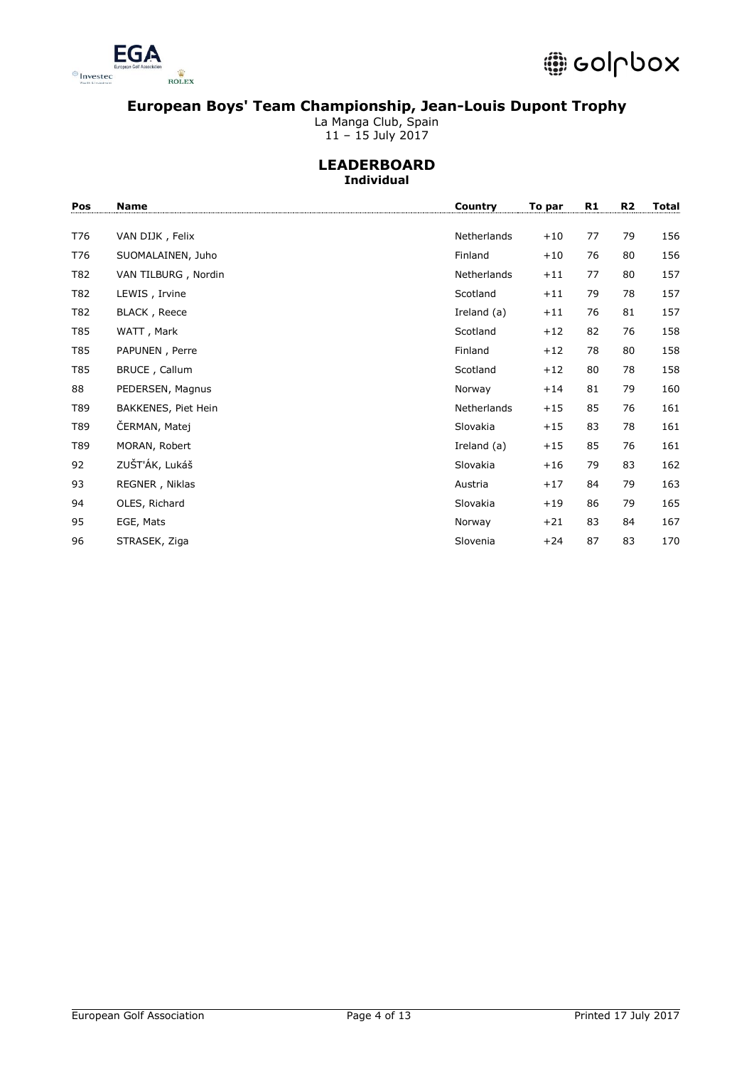# European Boys' Team Championship, Jean-Louis Dupont Trophy

La Manga Club, Spain
11 – 15 July 2017

## LEADERBOARD

### Individual

| Pos | Name | Country | To par | R1 | R2 | Total |
|---|---|---|---|---|---|---|
| T76 | VAN DIJK , Felix | Netherlands | +10 | 77 | 79 | 156 |
| T76 | SUOMALAINEN, Juho | Finland | +10 | 76 | 80 | 156 |
| T82 | VAN TILBURG , Nordin | Netherlands | +11 | 77 | 80 | 157 |
| T82 | LEWIS , Irvine | Scotland | +11 | 79 | 78 | 157 |
| T82 | BLACK , Reece | Ireland (a) | +11 | 76 | 81 | 157 |
| T85 | WATT , Mark | Scotland | +12 | 82 | 76 | 158 |
| T85 | PAPUNEN , Perre | Finland | +12 | 78 | 80 | 158 |
| T85 | BRUCE , Callum | Scotland | +12 | 80 | 78 | 158 |
| 88 | PEDERSEN, Magnus | Norway | +14 | 81 | 79 | 160 |
| T89 | BAKKENES, Piet Hein | Netherlands | +15 | 85 | 76 | 161 |
| T89 | ČERMAN, Matej | Slovakia | +15 | 83 | 78 | 161 |
| T89 | MORAN, Robert | Ireland (a) | +15 | 85 | 76 | 161 |
| 92 | ZUŠŤÁK, Lukáš | Slovakia | +16 | 79 | 83 | 162 |
| 93 | REGNER , Niklas | Austria | +17 | 84 | 79 | 163 |
| 94 | OLES, Richard | Slovakia | +19 | 86 | 79 | 165 |
| 95 | EGE, Mats | Norway | +21 | 83 | 84 | 167 |
| 96 | STRASEK, Ziga | Slovenia | +24 | 87 | 83 | 170 |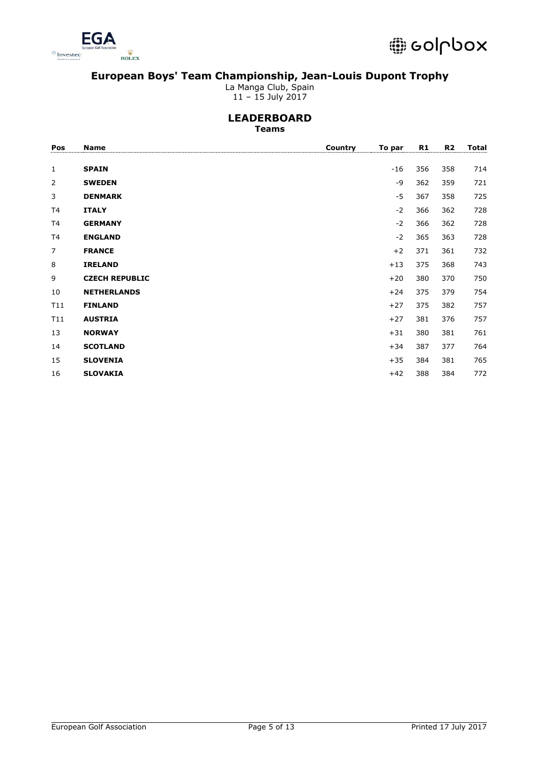# European Boys' Team Championship, Jean-Louis Dupont Trophy

La Manga Club, Spain
11 – 15 July 2017

## LEADERBOARD

### Teams

| Pos | Name | Country | To par | R1 | R2 | Total |
|---|---|---|---|---|---|---|
| 1 | **SPAIN** | | -16 | 356 | 358 | 714 |
| 2 | **SWEDEN** | | -9 | 362 | 359 | 721 |
| 3 | **DENMARK** | | -5 | 367 | 358 | 725 |
| T4 | **ITALY** | | -2 | 366 | 362 | 728 |
| T4 | **GERMANY** | | -2 | 366 | 362 | 728 |
| T4 | **ENGLAND** | | -2 | 365 | 363 | 728 |
| 7 | **FRANCE** | | +2 | 371 | 361 | 732 |
| 8 | **IRELAND** | | +13 | 375 | 368 | 743 |
| 9 | **CZECH REPUBLIC** | | +20 | 380 | 370 | 750 |
| 10 | **NETHERLANDS** | | +24 | 375 | 379 | 754 |
| T11 | **FINLAND** | | +27 | 375 | 382 | 757 |
| T11 | **AUSTRIA** | | +27 | 381 | 376 | 757 |
| 13 | **NORWAY** | | +31 | 380 | 381 | 761 |
| 14 | **SCOTLAND** | | +34 | 387 | 377 | 764 |
| 15 | **SLOVENIA** | | +35 | 384 | 381 | 765 |
| 16 | **SLOVAKIA** | | +42 | 388 | 384 | 772 |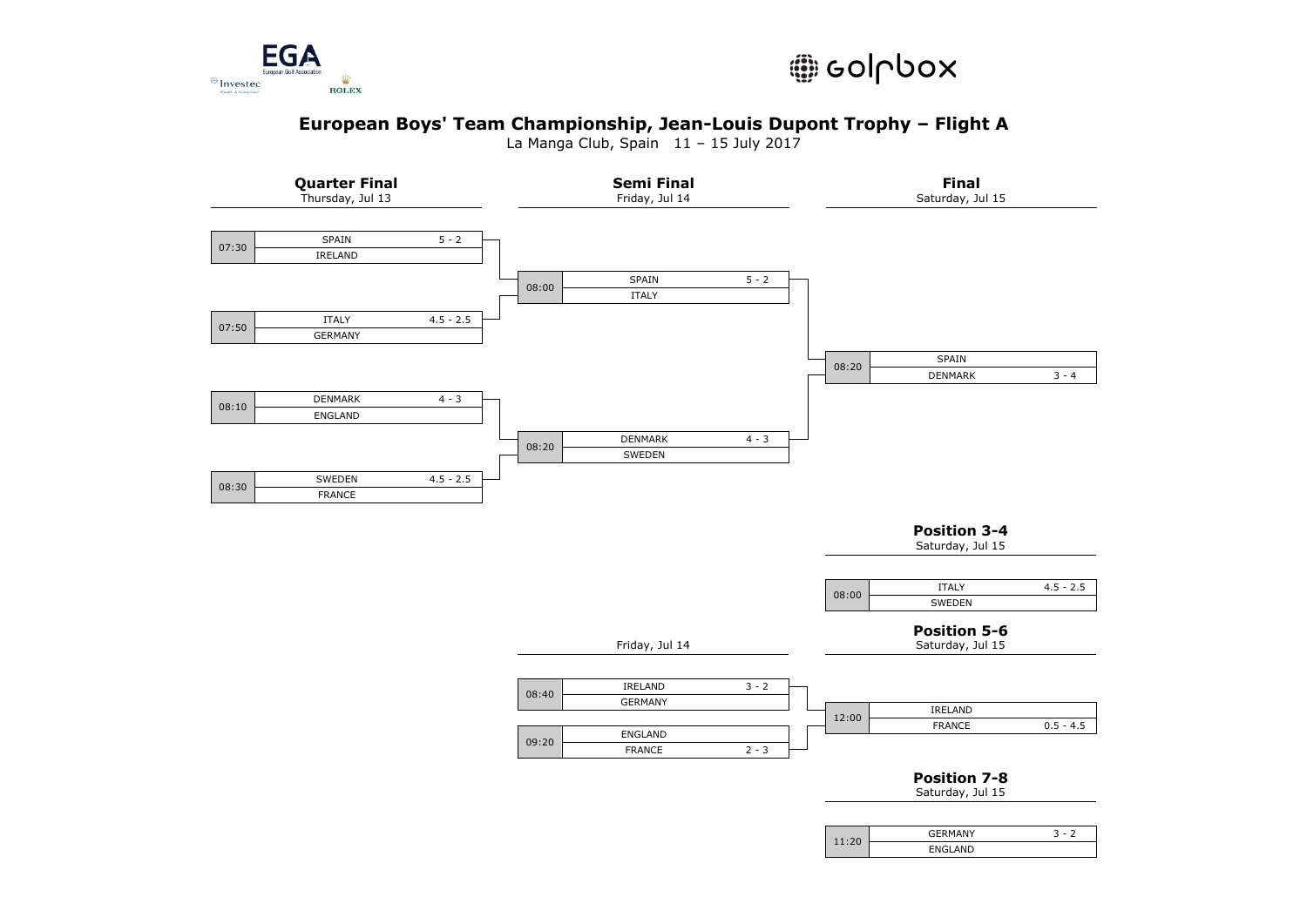# European Boys' Team Championship, Jean-Louis Dupont Trophy – Flight A

La Manga Club, Spain 11 – 15 July 2017

## Quarter Final

Thursday, Jul 13

| Time | Team | Score |
|---|---|---|
| 07:30 | SPAIN | 5 - 2 |
| | IRELAND | |
| 07:50 | ITALY | 4.5 - 2.5 |
| | GERMANY | |
| 08:10 | DENMARK | 4 - 3 |
| | ENGLAND | |
| 08:30 | SWEDEN | 4.5 - 2.5 |
| | FRANCE | |

## Semi Final

Friday, Jul 14

| Time | Team | Score |
|---|---|---|
| 08:00 | SPAIN | 5 - 2 |
| | ITALY | |
| 08:20 | DENMARK | 4 - 3 |
| | SWEDEN | |

## Final

Saturday, Jul 15

| Time | Team | Score |
|---|---|---|
| 08:20 | SPAIN | |
| | DENMARK | 3 - 4 |

## Position 3-4

Saturday, Jul 15

| Time | Team | Score |
|---|---|---|
| 08:00 | ITALY | 4.5 - 2.5 |
| | SWEDEN | |

Friday, Jul 14

| Time | Team | Score |
|---|---|---|
| 08:40 | IRELAND | 3 - 2 |
| | GERMANY | |
| 09:20 | ENGLAND | |
| | FRANCE | 2 - 3 |

## Position 5-6

Saturday, Jul 15

| Time | Team | Score |
|---|---|---|
| 12:00 | IRELAND | |
| | FRANCE | 0.5 - 4.5 |

## Position 7-8

Saturday, Jul 15

| Time | Team | Score |
|---|---|---|
| 11:20 | GERMANY | 3 - 2 |
| | ENGLAND | |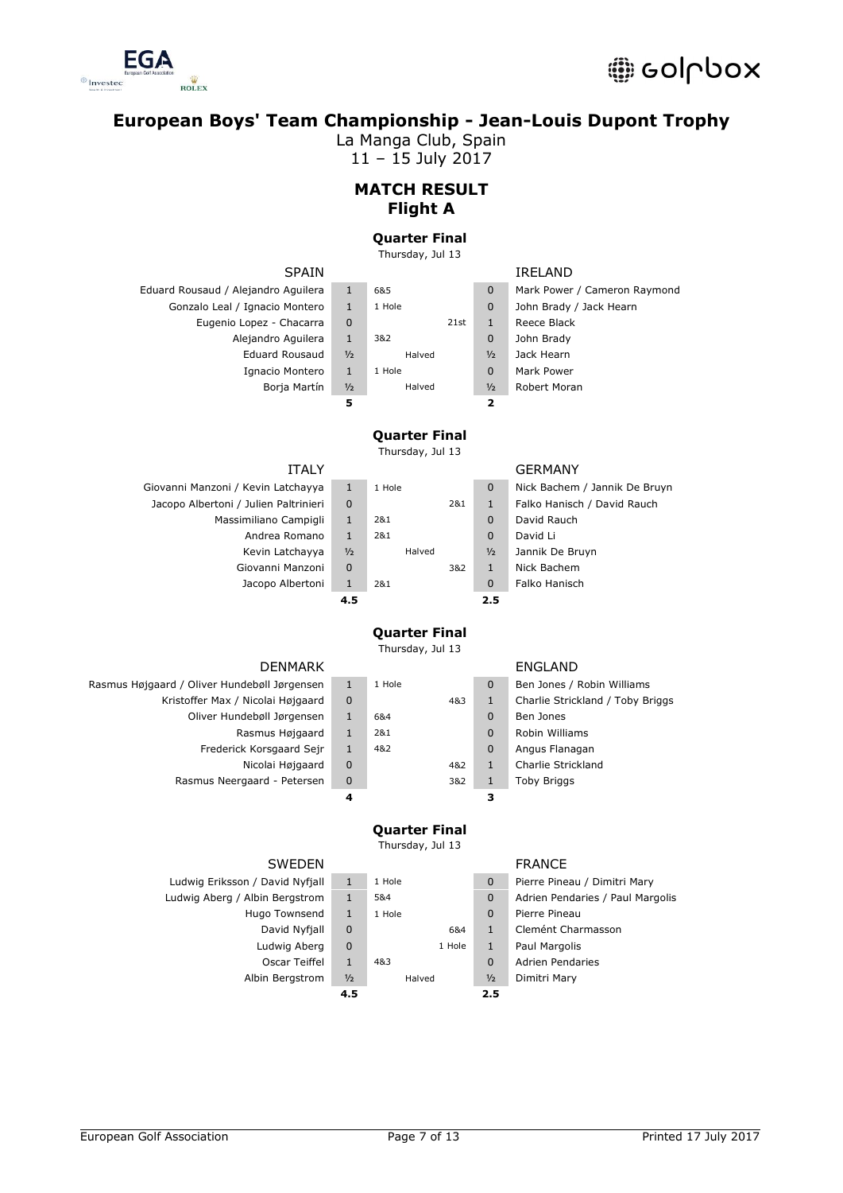# European Boys' Team Championship - Jean-Louis Dupont Trophy

La Manga Club, Spain

11 – 15 July 2017

## MATCH RESULT

## Flight A

### Quarter Final

Thursday, Jul 13

| SPAIN | | | | | IRELAND |
|---|---|---|---|---|---|
| Eduard Rousaud / Alejandro Aguilera | 1 | 6&5 | | 0 | Mark Power / Cameron Raymond |
| Gonzalo Leal / Ignacio Montero | 1 | 1 Hole | | 0 | John Brady / Jack Hearn |
| Eugenio Lopez - Chacarra | 0 | | 21st | 1 | Reece Black |
| Alejandro Aguilera | 1 | 3&2 | | 0 | John Brady |
| Eduard Rousaud | ½ | Halved | | ½ | Jack Hearn |
| Ignacio Montero | 1 | 1 Hole | | 0 | Mark Power |
| Borja Martín | ½ | Halved | | ½ | Robert Moran |
| | **5** | | | **2** | |

### Quarter Final

Thursday, Jul 13

| ITALY | | | | | GERMANY |
|---|---|---|---|---|---|
| Giovanni Manzoni / Kevin Latchayya | 1 | 1 Hole | | 0 | Nick Bachem / Jannik De Bruyn |
| Jacopo Albertoni / Julien Paltrinieri | 0 | | 2&1 | 1 | Falko Hanisch / David Rauch |
| Massimiliano Campigli | 1 | 2&1 | | 0 | David Rauch |
| Andrea Romano | 1 | 2&1 | | 0 | David Li |
| Kevin Latchayya | ½ | Halved | | ½ | Jannik De Bruyn |
| Giovanni Manzoni | 0 | | 3&2 | 1 | Nick Bachem |
| Jacopo Albertoni | 1 | 2&1 | | 0 | Falko Hanisch |
| | **4.5** | | | **2.5** | |

### Quarter Final

Thursday, Jul 13

| DENMARK | | | | | ENGLAND |
|---|---|---|---|---|---|
| Rasmus Højgaard / Oliver Hundebøll Jørgensen | 1 | 1 Hole | | 0 | Ben Jones / Robin Williams |
| Kristoffer Max / Nicolai Højgaard | 0 | | 4&3 | 1 | Charlie Strickland / Toby Briggs |
| Oliver Hundebøll Jørgensen | 1 | 6&4 | | 0 | Ben Jones |
| Rasmus Højgaard | 1 | 2&1 | | 0 | Robin Williams |
| Frederick Korsgaard Sejr | 1 | 4&2 | | 0 | Angus Flanagan |
| Nicolai Højgaard | 0 | | 4&2 | 1 | Charlie Strickland |
| Rasmus Neergaard - Petersen | 0 | | 3&2 | 1 | Toby Briggs |
| | **4** | | | **3** | |

### Quarter Final

Thursday, Jul 13

| SWEDEN | | | | | FRANCE |
|---|---|---|---|---|---|
| Ludwig Eriksson / David Nyfjall | 1 | 1 Hole | | 0 | Pierre Pineau / Dimitri Mary |
| Ludwig Aberg / Albin Bergstrom | 1 | 5&4 | | 0 | Adrien Pendaries / Paul Margolis |
| Hugo Townsend | 1 | 1 Hole | | 0 | Pierre Pineau |
| David Nyfjall | 0 | | 6&4 | 1 | Clemént Charmasson |
| Ludwig Aberg | 0 | | 1 Hole | 1 | Paul Margolis |
| Oscar Teiffel | 1 | 4&3 | | 0 | Adrien Pendaries |
| Albin Bergstrom | ½ | Halved | | ½ | Dimitri Mary |
| | **4.5** | | | **2.5** | |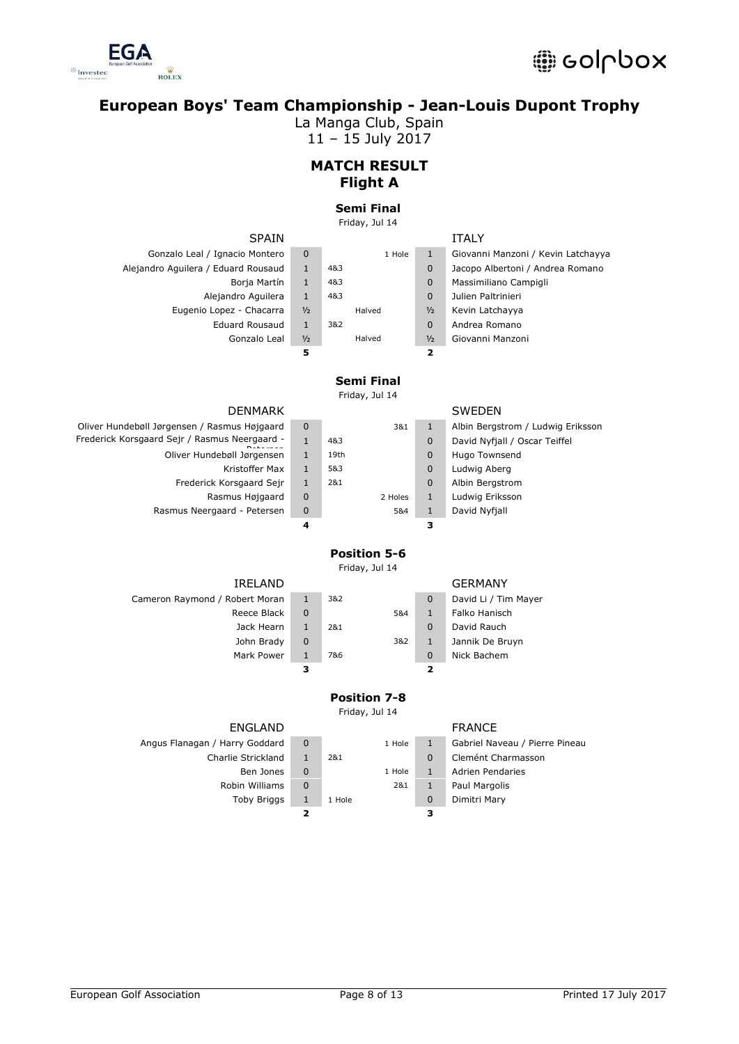# European Boys' Team Championship - Jean-Louis Dupont Trophy

La Manga Club, Spain
11 – 15 July 2017

## MATCH RESULT
## Flight A

### Semi Final

Friday, Jul 14

| SPAIN | | | | | ITALY |
|---|---|---|---|---|---|
| Gonzalo Leal / Ignacio Montero | 0 | | 1 Hole | 1 | Giovanni Manzoni / Kevin Latchayya |
| Alejandro Aguilera / Eduard Rousaud | 1 | 4&3 | | 0 | Jacopo Albertoni / Andrea Romano |
| Borja Martín | 1 | 4&3 | | 0 | Massimiliano Campigli |
| Alejandro Aguilera | 1 | 4&3 | | 0 | Julien Paltrinieri |
| Eugenio Lopez - Chacarra | ½ | Halved | | ½ | Kevin Latchayya |
| Eduard Rousaud | 1 | 3&2 | | 0 | Andrea Romano |
| Gonzalo Leal | ½ | Halved | | ½ | Giovanni Manzoni |
| | **5** | | | **2** | |

### Semi Final

Friday, Jul 14

| DENMARK | | | | | SWEDEN |
|---|---|---|---|---|---|
| Oliver Hundebøll Jørgensen / Rasmus Højgaard | 0 | | 3&1 | 1 | Albin Bergstrom / Ludwig Eriksson |
| Frederick Korsgaard Sejr / Rasmus Neergaard - Petersen | 1 | 4&3 | | 0 | David Nyfjall / Oscar Teiffel |
| Oliver Hundebøll Jørgensen | 1 | 19th | | 0 | Hugo Townsend |
| Kristoffer Max | 1 | 5&3 | | 0 | Ludwig Aberg |
| Frederick Korsgaard Sejr | 1 | 2&1 | | 0 | Albin Bergstrom |
| Rasmus Højgaard | 0 | | 2 Holes | 1 | Ludwig Eriksson |
| Rasmus Neergaard - Petersen | 0 | | 5&4 | 1 | David Nyfjall |
| | **4** | | | **3** | |

### Position 5-6

Friday, Jul 14

| IRELAND | | | | | GERMANY |
|---|---|---|---|---|---|
| Cameron Raymond / Robert Moran | 1 | 3&2 | | 0 | David Li / Tim Mayer |
| Reece Black | 0 | | 5&4 | 1 | Falko Hanisch |
| Jack Hearn | 1 | 2&1 | | 0 | David Rauch |
| John Brady | 0 | | 3&2 | 1 | Jannik De Bruyn |
| Mark Power | 1 | 7&6 | | 0 | Nick Bachem |
| | **3** | | | **2** | |

### Position 7-8

Friday, Jul 14

| ENGLAND | | | | | FRANCE |
|---|---|---|---|---|---|
| Angus Flanagan / Harry Goddard | 0 | | 1 Hole | 1 | Gabriel Naveau / Pierre Pineau |
| Charlie Strickland | 1 | 2&1 | | 0 | Clemént Charmasson |
| Ben Jones | 0 | | 1 Hole | 1 | Adrien Pendaries |
| Robin Williams | 0 | | 2&1 | 1 | Paul Margolis |
| Toby Briggs | 1 | 1 Hole | | 0 | Dimitri Mary |
| | **2** | | | **3** | |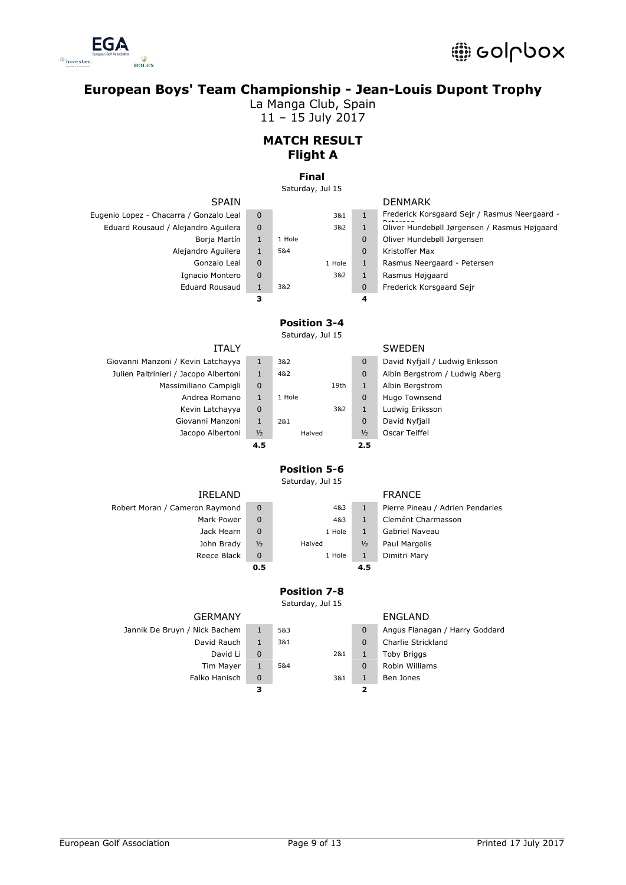# European Boys' Team Championship - Jean-Louis Dupont Trophy

La Manga Club, Spain
11 – 15 July 2017

## MATCH RESULT
## Flight A

### Final

Saturday, Jul 15

| SPAIN | | | | | DENMARK |
|---|---|---|---|---|---|
| Eugenio Lopez - Chacarra / Gonzalo Leal | 0 | | 3&1 | 1 | Frederick Korsgaard Sejr / Rasmus Neergaard - Petersen |
| Eduard Rousaud / Alejandro Aguilera | 0 | | 3&2 | 1 | Oliver Hundebøll Jørgensen / Rasmus Højgaard |
| Borja Martín | 1 | 1 Hole | | 0 | Oliver Hundebøll Jørgensen |
| Alejandro Aguilera | 1 | 5&4 | | 0 | Kristoffer Max |
| Gonzalo Leal | 0 | | 1 Hole | 1 | Rasmus Neergaard - Petersen |
| Ignacio Montero | 0 | | 3&2 | 1 | Rasmus Højgaard |
| Eduard Rousaud | 1 | 3&2 | | 0 | Frederick Korsgaard Sejr |
| | **3** | | | **4** | |

### Position 3-4

Saturday, Jul 15

| ITALY | | | | | SWEDEN |
|---|---|---|---|---|---|
| Giovanni Manzoni / Kevin Latchayya | 1 | 3&2 | | 0 | David Nyfjall / Ludwig Eriksson |
| Julien Paltrinieri / Jacopo Albertoni | 1 | 4&2 | | 0 | Albin Bergstrom / Ludwig Aberg |
| Massimiliano Campigli | 0 | | 19th | 1 | Albin Bergstrom |
| Andrea Romano | 1 | 1 Hole | | 0 | Hugo Townsend |
| Kevin Latchayya | 0 | | 3&2 | 1 | Ludwig Eriksson |
| Giovanni Manzoni | 1 | 2&1 | | 0 | David Nyfjall |
| Jacopo Albertoni | ½ | Halved | | ½ | Oscar Teiffel |
| | **4.5** | | | **2.5** | |

### Position 5-6

Saturday, Jul 15

| IRELAND | | | | | FRANCE |
|---|---|---|---|---|---|
| Robert Moran / Cameron Raymond | 0 | | 4&3 | 1 | Pierre Pineau / Adrien Pendaries |
| Mark Power | 0 | | 4&3 | 1 | Clemént Charmasson |
| Jack Hearn | 0 | | 1 Hole | 1 | Gabriel Naveau |
| John Brady | ½ | Halved | | ½ | Paul Margolis |
| Reece Black | 0 | | 1 Hole | 1 | Dimitri Mary |
| | **0.5** | | | **4.5** | |

### Position 7-8

Saturday, Jul 15

| GERMANY | | | | | ENGLAND |
|---|---|---|---|---|---|
| Jannik De Bruyn / Nick Bachem | 1 | 5&3 | | 0 | Angus Flanagan / Harry Goddard |
| David Rauch | 1 | 3&1 | | 0 | Charlie Strickland |
| David Li | 0 | | 2&1 | 1 | Toby Briggs |
| Tim Mayer | 1 | 5&4 | | 0 | Robin Williams |
| Falko Hanisch | 0 | | 3&1 | 1 | Ben Jones |
| | **3** | | | **2** | |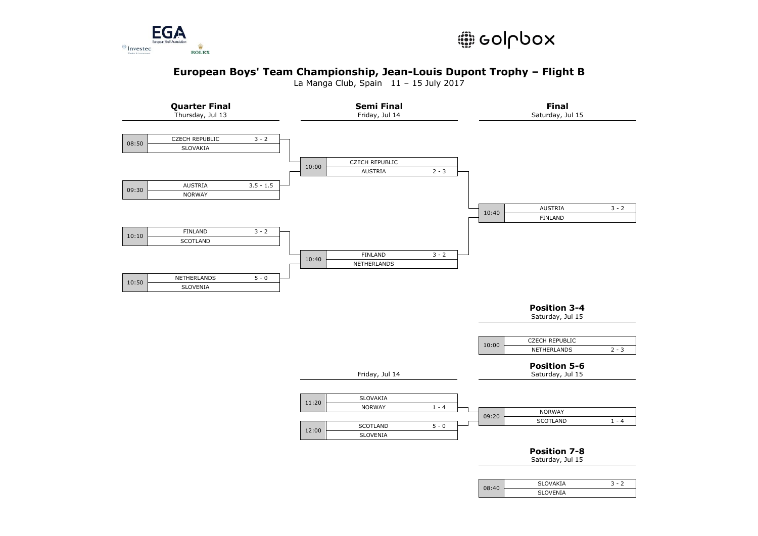# European Boys' Team Championship, Jean-Louis Dupont Trophy – Flight B

La Manga Club, Spain 11 – 15 July 2017

## Quarter Final

Thursday, Jul 13

| Time | Team | Score |
| --- | --- | --- |
| 08:50 | CZECH REPUBLIC | 3 - 2 |
| | SLOVAKIA | |
| 09:30 | AUSTRIA | 3.5 - 1.5 |
| | NORWAY | |
| 10:10 | FINLAND | 3 - 2 |
| | SCOTLAND | |
| 10:50 | NETHERLANDS | 5 - 0 |
| | SLOVENIA | |

## Semi Final

Friday, Jul 14

| Time | Team | Score |
| --- | --- | --- |
| 10:00 | CZECH REPUBLIC | |
| | AUSTRIA | 2 - 3 |
| 10:40 | FINLAND | 3 - 2 |
| | NETHERLANDS | |

## Final

Saturday, Jul 15

| Time | Team | Score |
| --- | --- | --- |
| 10:40 | AUSTRIA | 3 - 2 |
| | FINLAND | |

## Position 3-4

Saturday, Jul 15

| Time | Team | Score |
| --- | --- | --- |
| 10:00 | CZECH REPUBLIC | |
| | NETHERLANDS | 2 - 3 |

Friday, Jul 14

| Time | Team | Score |
| --- | --- | --- |
| 11:20 | SLOVAKIA | |
| | NORWAY | 1 - 4 |
| 12:00 | SCOTLAND | 5 - 0 |
| | SLOVENIA | |

## Position 5-6

Saturday, Jul 15

| Time | Team | Score |
| --- | --- | --- |
| 09:20 | NORWAY | |
| | SCOTLAND | 1 - 4 |

## Position 7-8

Saturday, Jul 15

| Time | Team | Score |
| --- | --- | --- |
| 08:40 | SLOVAKIA | 3 - 2 |
| | SLOVENIA | |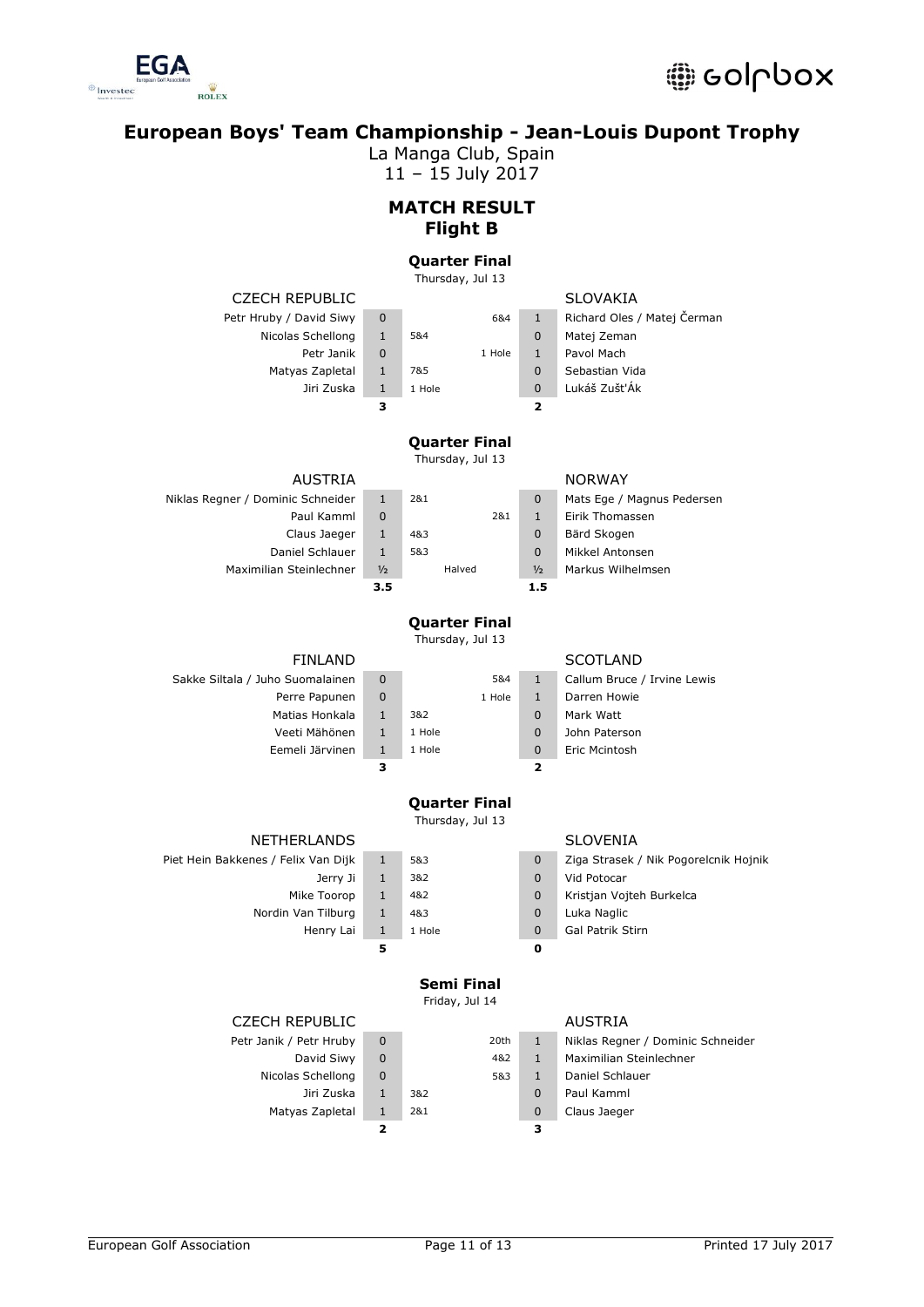# European Boys' Team Championship - Jean-Louis Dupont Trophy

La Manga Club, Spain
11 – 15 July 2017

## MATCH RESULT
## Flight B

### Quarter Final
Thursday, Jul 13

| CZECH REPUBLIC | | | | | SLOVAKIA |
|---|---|---|---|---|---|
| Petr Hruby / David Siwy | 0 | | 6&4 | 1 | Richard Oles / Matej Čerman |
| Nicolas Schellong | 1 | 5&4 | | 0 | Matej Zeman |
| Petr Janik | 0 | | 1 Hole | 1 | Pavol Mach |
| Matyas Zapletal | 1 | 7&5 | | 0 | Sebastian Vida |
| Jiri Zuska | 1 | 1 Hole | | 0 | Lukáš Zušt'Ák |
| | **3** | | | **2** | |

### Quarter Final
Thursday, Jul 13

| AUSTRIA | | | | | NORWAY |
|---|---|---|---|---|---|
| Niklas Regner / Dominic Schneider | 1 | 2&1 | | 0 | Mats Ege / Magnus Pedersen |
| Paul Kamml | 0 | | 2&1 | 1 | Eirik Thomassen |
| Claus Jaeger | 1 | 4&3 | | 0 | Bärd Skogen |
| Daniel Schlauer | 1 | 5&3 | | 0 | Mikkel Antonsen |
| Maximilian Steinlechner | ½ | Halved | | ½ | Markus Wilhelmsen |
| | **3.5** | | | **1.5** | |

### Quarter Final
Thursday, Jul 13

| FINLAND | | | | | SCOTLAND |
|---|---|---|---|---|---|
| Sakke Siltala / Juho Suomalainen | 0 | | 5&4 | 1 | Callum Bruce / Irvine Lewis |
| Perre Papunen | 0 | | 1 Hole | 1 | Darren Howie |
| Matias Honkala | 1 | 3&2 | | 0 | Mark Watt |
| Veeti Mähönen | 1 | 1 Hole | | 0 | John Paterson |
| Eemeli Järvinen | 1 | 1 Hole | | 0 | Eric Mcintosh |
| | **3** | | | **2** | |

### Quarter Final
Thursday, Jul 13

| NETHERLANDS | | | | | SLOVENIA |
|---|---|---|---|---|---|
| Piet Hein Bakkenes / Felix Van Dijk | 1 | 5&3 | | 0 | Ziga Strasek / Nik Pogorelcnik Hojnik |
| Jerry Ji | 1 | 3&2 | | 0 | Vid Potocar |
| Mike Toorop | 1 | 4&2 | | 0 | Kristjan Vojteh Burkelca |
| Nordin Van Tilburg | 1 | 4&3 | | 0 | Luka Naglic |
| Henry Lai | 1 | 1 Hole | | 0 | Gal Patrik Stirn |
| | **5** | | | **0** | |

### Semi Final
Friday, Jul 14

| CZECH REPUBLIC | | | | | AUSTRIA |
|---|---|---|---|---|---|
| Petr Janik / Petr Hruby | 0 | | 20th | 1 | Niklas Regner / Dominic Schneider |
| David Siwy | 0 | | 4&2 | 1 | Maximilian Steinlechner |
| Nicolas Schellong | 0 | | 5&3 | 1 | Daniel Schlauer |
| Jiri Zuska | 1 | 3&2 | | 0 | Paul Kamml |
| Matyas Zapletal | 1 | 2&1 | | 0 | Claus Jaeger |
| | **2** | | | **3** | |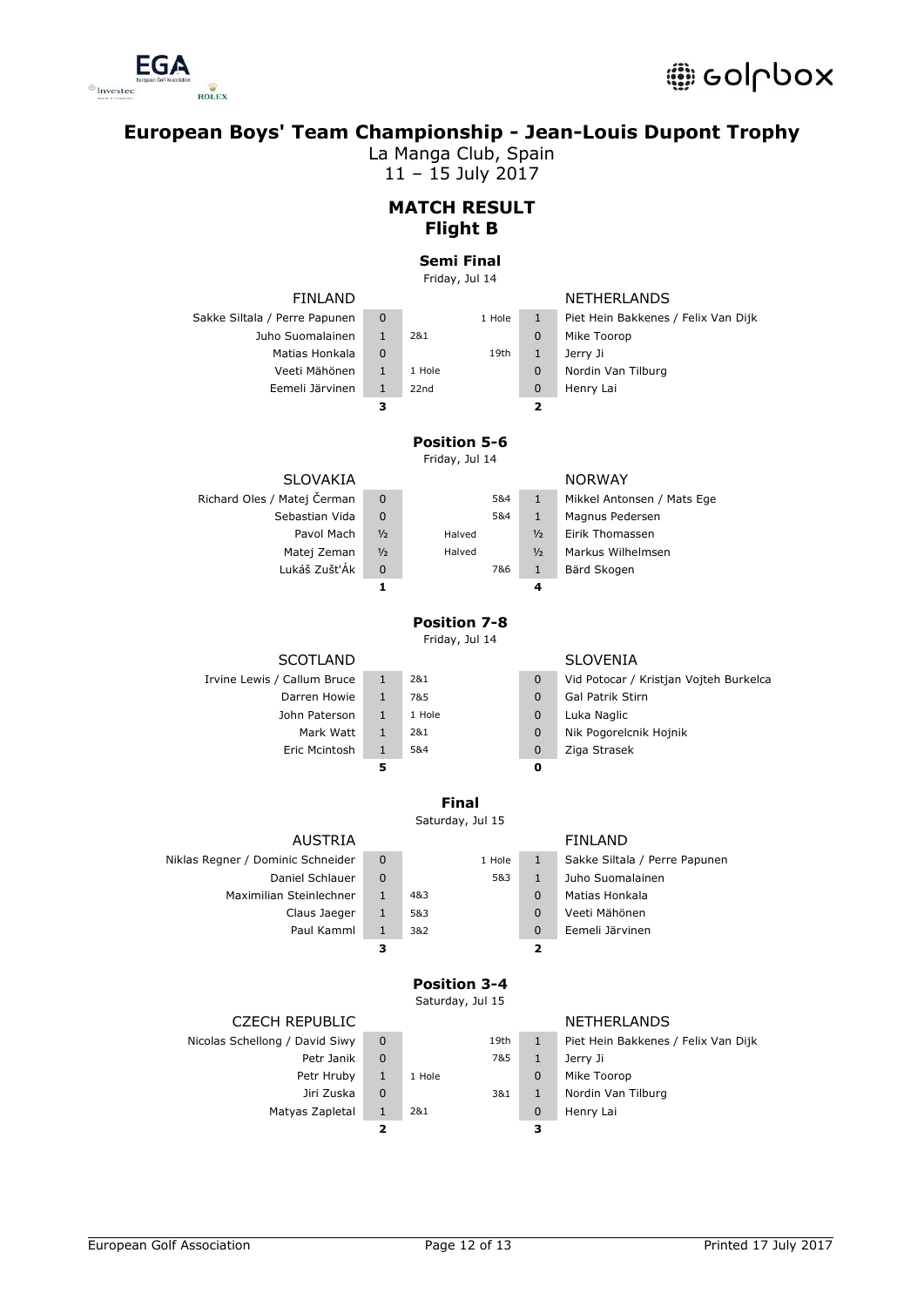# European Boys' Team Championship - Jean-Louis Dupont Trophy

La Manga Club, Spain
11 – 15 July 2017

## MATCH RESULT
## Flight B

### Semi Final

Friday, Jul 14

| FINLAND | | | | | NETHERLANDS |
|---|---|---|---|---|---|
| Sakke Siltala / Perre Papunen | 0 | | 1 Hole | 1 | Piet Hein Bakkenes / Felix Van Dijk |
| Juho Suomalainen | 1 | 2&1 | | 0 | Mike Toorop |
| Matias Honkala | 0 | | 19th | 1 | Jerry Ji |
| Veeti Mähönen | 1 | 1 Hole | | 0 | Nordin Van Tilburg |
| Eemeli Järvinen | 1 | 22nd | | 0 | Henry Lai |
| | **3** | | | **2** | |

### Position 5-6

Friday, Jul 14

| SLOVAKIA | | | | | NORWAY |
|---|---|---|---|---|---|
| Richard Oles / Matej Čerman | 0 | | 5&4 | 1 | Mikkel Antonsen / Mats Ege |
| Sebastian Vida | 0 | | 5&4 | 1 | Magnus Pedersen |
| Pavol Mach | ½ | Halved | | ½ | Eirik Thomassen |
| Matej Zeman | ½ | Halved | | ½ | Markus Wilhelmsen |
| Lukáš Zušt'Ák | 0 | | 7&6 | 1 | Bärd Skogen |
| | **1** | | | **4** | |

### Position 7-8

Friday, Jul 14

| SCOTLAND | | | | | SLOVENIA |
|---|---|---|---|---|---|
| Irvine Lewis / Callum Bruce | 1 | 2&1 | | 0 | Vid Potocar / Kristjan Vojteh Burkelca |
| Darren Howie | 1 | 7&5 | | 0 | Gal Patrik Stirn |
| John Paterson | 1 | 1 Hole | | 0 | Luka Naglic |
| Mark Watt | 1 | 2&1 | | 0 | Nik Pogorelcnik Hojnik |
| Eric Mcintosh | 1 | 5&4 | | 0 | Ziga Strasek |
| | **5** | | | **0** | |

### Final

Saturday, Jul 15

| AUSTRIA | | | | | FINLAND |
|---|---|---|---|---|---|
| Niklas Regner / Dominic Schneider | 0 | | 1 Hole | 1 | Sakke Siltala / Perre Papunen |
| Daniel Schlauer | 0 | | 5&3 | 1 | Juho Suomalainen |
| Maximilian Steinlechner | 1 | 4&3 | | 0 | Matias Honkala |
| Claus Jaeger | 1 | 5&3 | | 0 | Veeti Mähönen |
| Paul Kamml | 1 | 3&2 | | 0 | Eemeli Järvinen |
| | **3** | | | **2** | |

### Position 3-4

Saturday, Jul 15

| CZECH REPUBLIC | | | | | NETHERLANDS |
|---|---|---|---|---|---|
| Nicolas Schellong / David Siwy | 0 | | 19th | 1 | Piet Hein Bakkenes / Felix Van Dijk |
| Petr Janik | 0 | | 7&5 | 1 | Jerry Ji |
| Petr Hruby | 1 | 1 Hole | | 0 | Mike Toorop |
| Jiri Zuska | 0 | | 3&1 | 1 | Nordin Van Tilburg |
| Matyas Zapletal | 1 | 2&1 | | 0 | Henry Lai |
| | **2** | | | **3** | |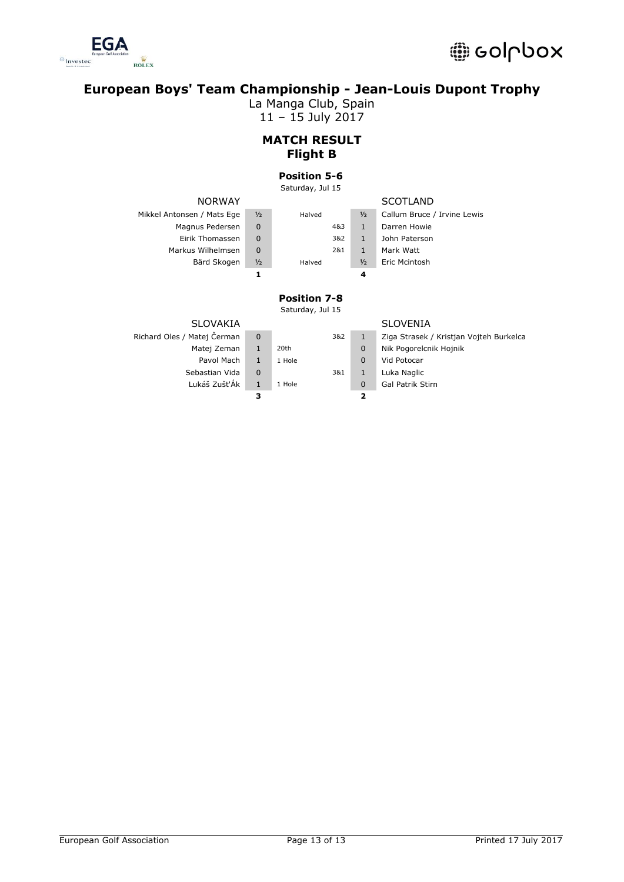# European Boys' Team Championship - Jean-Louis Dupont Trophy

La Manga Club, Spain

11 – 15 July 2017

## MATCH RESULT

## Flight B

### Position 5-6

Saturday, Jul 15

| NORWAY | | | | | SCOTLAND |
|---|---|---|---|---|---|
| Mikkel Antonsen / Mats Ege | ½ | Halved | | ½ | Callum Bruce / Irvine Lewis |
| Magnus Pedersen | 0 | | 4&3 | 1 | Darren Howie |
| Eirik Thomassen | 0 | | 3&2 | 1 | John Paterson |
| Markus Wilhelmsen | 0 | | 2&1 | 1 | Mark Watt |
| Bärd Skogen | ½ | Halved | | ½ | Eric Mcintosh |
| | **1** | | | **4** | |

### Position 7-8

Saturday, Jul 15

| SLOVAKIA | | | | | SLOVENIA |
|---|---|---|---|---|---|
| Richard Oles / Matej Čerman | 0 | | 3&2 | 1 | Ziga Strasek / Kristjan Vojteh Burkelca |
| Matej Zeman | 1 | 20th | | 0 | Nik Pogorelcnik Hojnik |
| Pavol Mach | 1 | 1 Hole | | 0 | Vid Potocar |
| Sebastian Vida | 0 | | 3&1 | 1 | Luka Naglic |
| Lukáš Zušt'Ák | 1 | 1 Hole | | 0 | Gal Patrik Stirn |
| | **3** | | | **2** | |